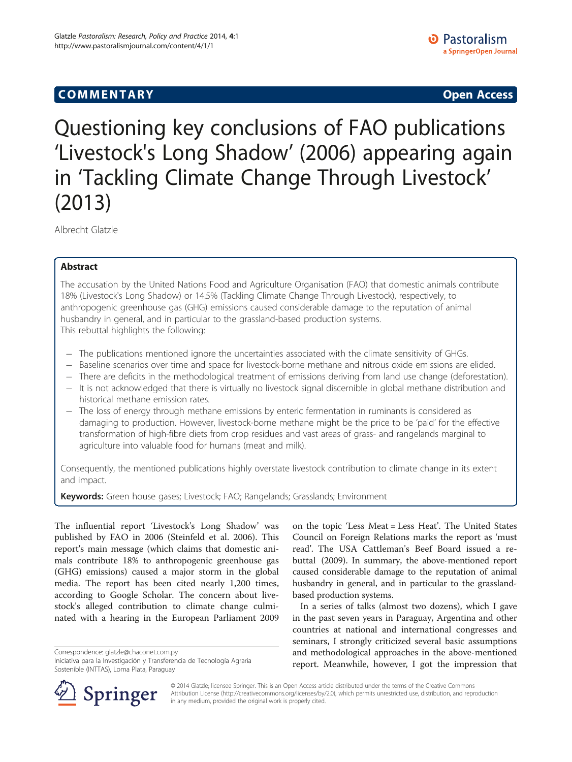**COMMENTARY** **Open Access**

# Questioning key conclusions of FAO publications 'Livestock's Long Shadow' (2006) appearing again in 'Tackling Climate Change Through Livestock' (2013)

Albrecht Glatzle

## Abstract

The accusation by the United Nations Food and Agriculture Organisation (FAO) that domestic animals contribute 18% (Livestock's Long Shadow) or 14.5% (Tackling Climate Change Through Livestock), respectively, to anthropogenic greenhouse gas (GHG) emissions caused considerable damage to the reputation of animal husbandry in general, and in particular to the grassland-based production systems.

This rebuttal highlights the following:

- The publications mentioned ignore the uncertainties associated with the climate sensitivity of GHGs.
- Baseline scenarios over time and space for livestock-borne methane and nitrous oxide emissions are elided.
- There are deficits in the methodological treatment of emissions deriving from land use change (deforestation).
- It is not acknowledged that there is virtually no livestock signal discernible in global methane distribution and historical methane emission rates.
- The loss of energy through methane emissions by enteric fermentation in ruminants is considered as damaging to production. However, livestock-borne methane might be the price to be 'paid' for the effective transformation of high-fibre diets from crop residues and vast areas of grass- and rangelands marginal to agriculture into valuable food for humans (meat and milk).

Consequently, the mentioned publications highly overstate livestock contribution to climate change in its extent and impact.

**Keywords:** Green house gases; Livestock; FAO; Rangelands; Grasslands; Environment

The influential report 'Livestock's Long Shadow' was published by FAO in 2006 (Steinfeld et al. 2006). This report's main message (which claims that domestic animals contribute 18% to anthropogenic greenhouse gas (GHG) emissions) caused a major storm in the global media. The report has been cited nearly 1,200 times, according to Google Scholar. The concern about livestock's alleged contribution to climate change culminated with a hearing in the European Parliament 2009 on the topic 'Less Meat = Less Heat'. The United States Council on Foreign Relations marks the report as 'must read'. The USA Cattleman's Beef Board issued a rebuttal (2009). In summary, the above-mentioned report caused considerable damage to the reputation of animal husbandry in general, and in particular to the grassland-based production systems.

In a series of talks (almost two dozens), which I gave in the past seven years in Paraguay, Argentina and other countries at national and international congresses and seminars, I strongly criticized several basic assumptions and methodological approaches in the above-mentioned report. Meanwhile, however, I got the impression that

Correspondence: glatzle@chaconet.com.py
Iniciativa para la Investigación y Transferencia de Tecnología Agraria Sostenible (INTTAS), Loma Plata, Paraguay

© 2014 Glatzle; licensee Springer. This is an Open Access article distributed under the terms of the Creative Commons Attribution License (http://creativecommons.org/licenses/by/2.0), which permits unrestricted use, distribution, and reproduction in any medium, provided the original work is properly cited.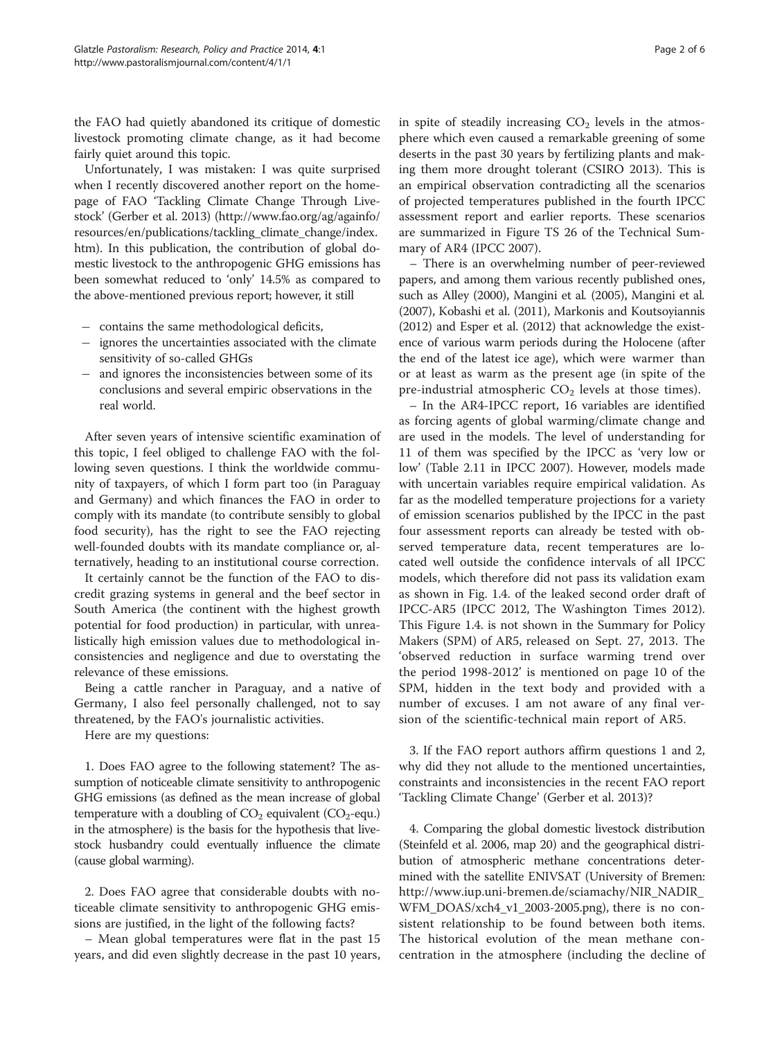the FAO had quietly abandoned its critique of domestic livestock promoting climate change, as it had become fairly quiet around this topic.

Unfortunately, I was mistaken: I was quite surprised when I recently discovered another report on the homepage of FAO 'Tackling Climate Change Through Livestock' (Gerber et al. 2013) (http://www.fao.org/ag/againfo/resources/en/publications/tackling_climate_change/index.htm). In this publication, the contribution of global domestic livestock to the anthropogenic GHG emissions has been somewhat reduced to 'only' 14.5% as compared to the above-mentioned previous report; however, it still

- contains the same methodological deficits,
- ignores the uncertainties associated with the climate sensitivity of so-called GHGs
- and ignores the inconsistencies between some of its conclusions and several empiric observations in the real world.

After seven years of intensive scientific examination of this topic, I feel obliged to challenge FAO with the following seven questions. I think the worldwide community of taxpayers, of which I form part too (in Paraguay and Germany) and which finances the FAO in order to comply with its mandate (to contribute sensibly to global food security), has the right to see the FAO rejecting well-founded doubts with its mandate compliance or, alternatively, heading to an institutional course correction.

It certainly cannot be the function of the FAO to discredit grazing systems in general and the beef sector in South America (the continent with the highest growth potential for food production) in particular, with unrealistically high emission values due to methodological inconsistencies and negligence and due to overstating the relevance of these emissions.

Being a cattle rancher in Paraguay, and a native of Germany, I also feel personally challenged, not to say threatened, by the FAO's journalistic activities.

Here are my questions:

1. Does FAO agree to the following statement? The assumption of noticeable climate sensitivity to anthropogenic GHG emissions (as defined as the mean increase of global temperature with a doubling of $CO_2$ equivalent ($CO_2$-equ.) in the atmosphere) is the basis for the hypothesis that livestock husbandry could eventually influence the climate (cause global warming).

2. Does FAO agree that considerable doubts with noticeable climate sensitivity to anthropogenic GHG emissions are justified, in the light of the following facts?

– Mean global temperatures were flat in the past 15 years, and did even slightly decrease in the past 10 years, in spite of steadily increasing $CO_2$ levels in the atmosphere which even caused a remarkable greening of some deserts in the past 30 years by fertilizing plants and making them more drought tolerant (CSIRO 2013). This is an empirical observation contradicting all the scenarios of projected temperatures published in the fourth IPCC assessment report and earlier reports. These scenarios are summarized in Figure TS 26 of the Technical Summary of AR4 (IPCC 2007).

– There is an overwhelming number of peer-reviewed papers, and among them various recently published ones, such as Alley (2000), Mangini et al. (2005), Mangini et al. (2007), Kobashi et al. (2011), Markonis and Koutsoyiannis (2012) and Esper et al. (2012) that acknowledge the existence of various warm periods during the Holocene (after the end of the latest ice age), which were warmer than or at least as warm as the present age (in spite of the pre-industrial atmospheric $CO_2$ levels at those times).

– In the AR4-IPCC report, 16 variables are identified as forcing agents of global warming/climate change and are used in the models. The level of understanding for 11 of them was specified by the IPCC as 'very low or low' (Table 2.11 in IPCC 2007). However, models made with uncertain variables require empirical validation. As far as the modelled temperature projections for a variety of emission scenarios published by the IPCC in the past four assessment reports can already be tested with observed temperature data, recent temperatures are located well outside the confidence intervals of all IPCC models, which therefore did not pass its validation exam as shown in Fig. 1.4. of the leaked second order draft of IPCC-AR5 (IPCC 2012, The Washington Times 2012). This Figure 1.4. is not shown in the Summary for Policy Makers (SPM) of AR5, released on Sept. 27, 2013. The 'observed reduction in surface warming trend over the period 1998-2012' is mentioned on page 10 of the SPM, hidden in the text body and provided with a number of excuses. I am not aware of any final version of the scientific-technical main report of AR5.

3. If the FAO report authors affirm questions 1 and 2, why did they not allude to the mentioned uncertainties, constraints and inconsistencies in the recent FAO report 'Tackling Climate Change' (Gerber et al. 2013)?

4. Comparing the global domestic livestock distribution (Steinfeld et al. 2006, map 20) and the geographical distribution of atmospheric methane concentrations determined with the satellite ENIVSAT (University of Bremen: http://www.iup.uni-bremen.de/sciamachy/NIR_NADIR_WFM_DOAS/xch4_v1_2003-2005.png), there is no consistent relationship to be found between both items. The historical evolution of the mean methane concentration in the atmosphere (including the decline of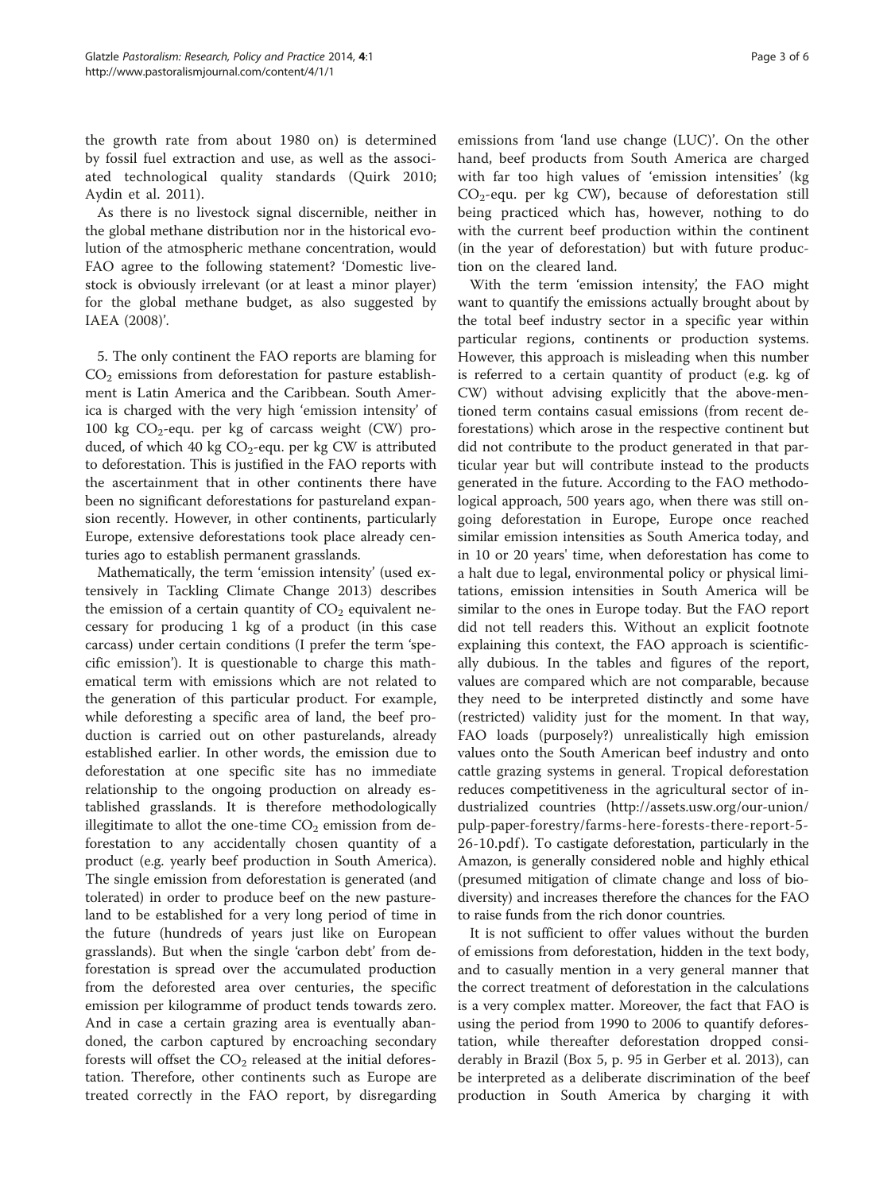the growth rate from about 1980 on) is determined by fossil fuel extraction and use, as well as the associated technological quality standards (Quirk 2010; Aydin et al. 2011).

As there is no livestock signal discernible, neither in the global methane distribution nor in the historical evolution of the atmospheric methane concentration, would FAO agree to the following statement? 'Domestic livestock is obviously irrelevant (or at least a minor player) for the global methane budget, as also suggested by IAEA (2008)'.

5. The only continent the FAO reports are blaming for $CO_2$ emissions from deforestation for pasture establishment is Latin America and the Caribbean. South America is charged with the very high 'emission intensity' of 100 kg $CO_2$-equ. per kg of carcass weight (CW) produced, of which 40 kg $CO_2$-equ. per kg CW is attributed to deforestation. This is justified in the FAO reports with the ascertainment that in other continents there have been no significant deforestations for pastureland expansion recently. However, in other continents, particularly Europe, extensive deforestations took place already centuries ago to establish permanent grasslands.

Mathematically, the term 'emission intensity' (used extensively in Tackling Climate Change 2013) describes the emission of a certain quantity of $CO_2$ equivalent necessary for producing 1 kg of a product (in this case carcass weight) under certain conditions (I prefer the term 'specific emission'). It is questionable to charge this mathematical term with emissions which are not related to the generation of this particular product. For example, while deforesting a specific area of land, the beef production is carried out on other pasturelands, already established earlier. In other words, the emission due to deforestation at one specific site has no immediate relationship to the ongoing production on already established grasslands. It is therefore methodologically illegitimate to allot the one-time $CO_2$ emission from deforestation to any accidentally chosen quantity of a product (e.g. yearly beef production in South America). The single emission from deforestation is generated (and tolerated) in order to produce beef on the new pastureland to be established for a very long period of time in the future (hundreds of years just like on European grasslands). But when the single 'carbon debt' from deforestation is spread over the accumulated production from the deforested area over centuries, the specific emission per kilogramme of product tends towards zero. And in case a certain grazing area is eventually abandoned, the carbon captured by encroaching secondary forests will offset the $CO_2$ released at the initial deforestation. Therefore, other continents such as Europe are treated correctly in the FAO report, by disregarding emissions from 'land use change (LUC)'. On the other hand, beef products from South America are charged with far too high values of 'emission intensities' (kg $CO_2$-equ. per kg CW), because of deforestation still being practiced which has, however, nothing to do with the current beef production within the continent (in the year of deforestation) but with future production on the cleared land.

With the term 'emission intensity', the FAO might want to quantify the emissions actually brought about by the total beef industry sector in a specific year within particular regions, continents or production systems. However, this approach is misleading when this number is referred to a certain quantity of product (e.g. kg of CW) without advising explicitly that the above-mentioned term contains casual emissions (from recent deforestations) which arose in the respective continent but did not contribute to the product generated in that particular year but will contribute instead to the products generated in the future. According to the FAO methodological approach, 500 years ago, when there was still ongoing deforestation in Europe, Europe once reached similar emission intensities as South America today, and in 10 or 20 years' time, when deforestation has come to a halt due to legal, environmental policy or physical limitations, emission intensities in South America will be similar to the ones in Europe today. But the FAO report did not tell readers this. Without an explicit footnote explaining this context, the FAO approach is scientifically dubious. In the tables and figures of the report, values are compared which are not comparable, because they need to be interpreted distinctly and some have (restricted) validity just for the moment. In that way, FAO loads (purposely?) unrealistically high emission values onto the South American beef industry and onto cattle grazing systems in general. Tropical deforestation reduces competitiveness in the agricultural sector of industrialized countries (http://assets.usw.org/our-union/pulp-paper-forestry/farms-here-forests-there-report-5-26-10.pdf). To castigate deforestation, particularly in the Amazon, is generally considered noble and highly ethical (presumed mitigation of climate change and loss of biodiversity) and increases therefore the chances for the FAO to raise funds from the rich donor countries.

It is not sufficient to offer values without the burden of emissions from deforestation, hidden in the text body, and to casually mention in a very general manner that the correct treatment of deforestation in the calculations is a very complex matter. Moreover, the fact that FAO is using the period from 1990 to 2006 to quantify deforestation, while thereafter deforestation dropped considerably in Brazil (Box 5, p. 95 in Gerber et al. 2013), can be interpreted as a deliberate discrimination of the beef production in South America by charging it with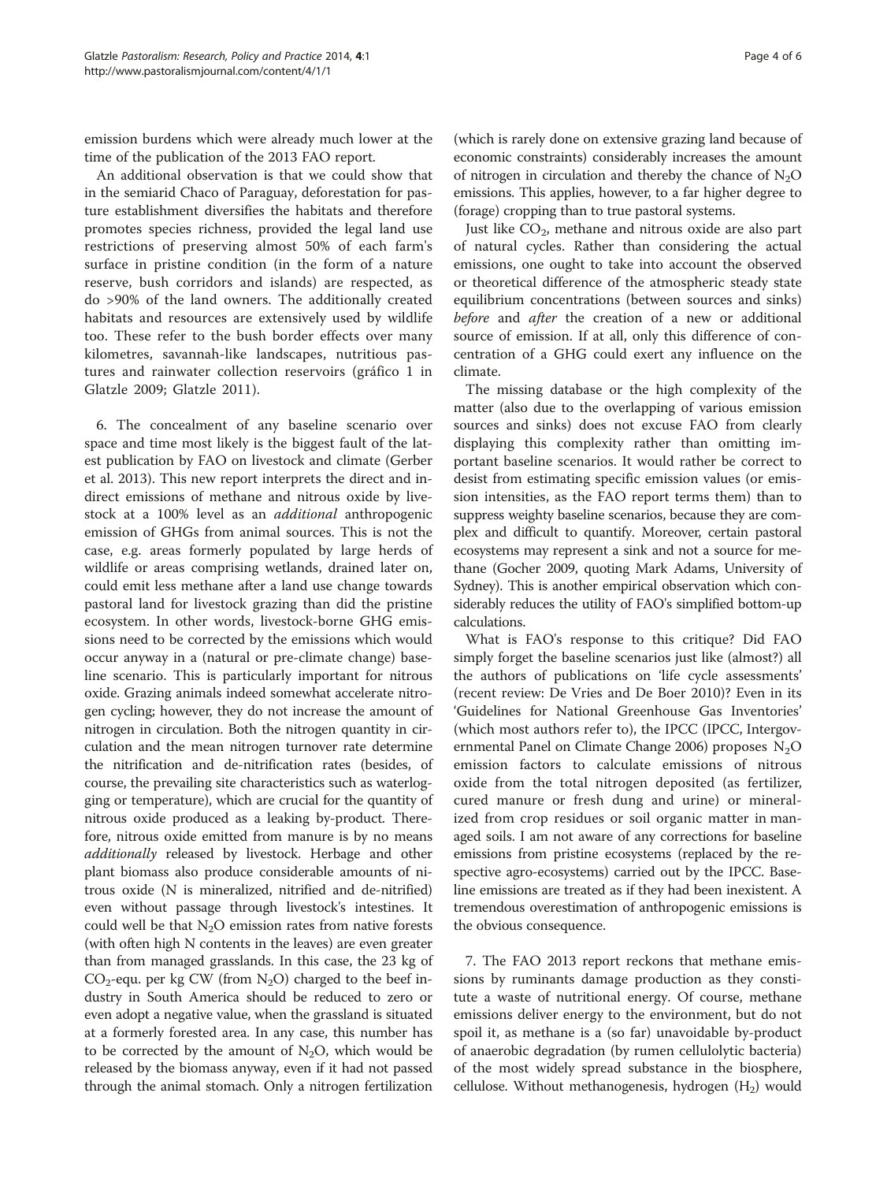emission burdens which were already much lower at the time of the publication of the 2013 FAO report.

An additional observation is that we could show that in the semiarid Chaco of Paraguay, deforestation for pasture establishment diversifies the habitats and therefore promotes species richness, provided the legal land use restrictions of preserving almost 50% of each farm's surface in pristine condition (in the form of a nature reserve, bush corridors and islands) are respected, as do >90% of the land owners. The additionally created habitats and resources are extensively used by wildlife too. These refer to the bush border effects over many kilometres, savannah-like landscapes, nutritious pastures and rainwater collection reservoirs (gráfico 1 in Glatzle 2009; Glatzle 2011).

6. The concealment of any baseline scenario over space and time most likely is the biggest fault of the latest publication by FAO on livestock and climate (Gerber et al. 2013). This new report interprets the direct and indirect emissions of methane and nitrous oxide by livestock at a 100% level as an *additional* anthropogenic emission of GHGs from animal sources. This is not the case, e.g. areas formerly populated by large herds of wildlife or areas comprising wetlands, drained later on, could emit less methane after a land use change towards pastoral land for livestock grazing than did the pristine ecosystem. In other words, livestock-borne GHG emissions need to be corrected by the emissions which would occur anyway in a (natural or pre-climate change) baseline scenario. This is particularly important for nitrous oxide. Grazing animals indeed somewhat accelerate nitrogen cycling; however, they do not increase the amount of nitrogen in circulation. Both the nitrogen quantity in circulation and the mean nitrogen turnover rate determine the nitrification and de-nitrification rates (besides, of course, the prevailing site characteristics such as waterlogging or temperature), which are crucial for the quantity of nitrous oxide produced as a leaking by-product. Therefore, nitrous oxide emitted from manure is by no means *additionally* released by livestock. Herbage and other plant biomass also produce considerable amounts of nitrous oxide (N is mineralized, nitrified and de-nitrified) even without passage through livestock's intestines. It could well be that $N_2O$ emission rates from native forests (with often high N contents in the leaves) are even greater than from managed grasslands. In this case, the 23 kg of $CO_2$-equ. per kg CW (from $N_2O$) charged to the beef industry in South America should be reduced to zero or even adopt a negative value, when the grassland is situated at a formerly forested area. In any case, this number has to be corrected by the amount of $N_2O$, which would be released by the biomass anyway, even if it had not passed through the animal stomach. Only a nitrogen fertilization (which is rarely done on extensive grazing land because of economic constraints) considerably increases the amount of nitrogen in circulation and thereby the chance of $N_2O$ emissions. This applies, however, to a far higher degree to (forage) cropping than to true pastoral systems.

Just like $CO_2$, methane and nitrous oxide are also part of natural cycles. Rather than considering the actual emissions, one ought to take into account the observed or theoretical difference of the atmospheric steady state equilibrium concentrations (between sources and sinks) *before* and *after* the creation of a new or additional source of emission. If at all, only this difference of concentration of a GHG could exert any influence on the climate.

The missing database or the high complexity of the matter (also due to the overlapping of various emission sources and sinks) does not excuse FAO from clearly displaying this complexity rather than omitting important baseline scenarios. It would rather be correct to desist from estimating specific emission values (or emission intensities, as the FAO report terms them) than to suppress weighty baseline scenarios, because they are complex and difficult to quantify. Moreover, certain pastoral ecosystems may represent a sink and not a source for methane (Gocher 2009, quoting Mark Adams, University of Sydney). This is another empirical observation which considerably reduces the utility of FAO's simplified bottom-up calculations.

What is FAO's response to this critique? Did FAO simply forget the baseline scenarios just like (almost?) all the authors of publications on 'life cycle assessments' (recent review: De Vries and De Boer 2010)? Even in its 'Guidelines for National Greenhouse Gas Inventories' (which most authors refer to), the IPCC (IPCC, Intergovernmental Panel on Climate Change 2006) proposes $N_2O$ emission factors to calculate emissions of nitrous oxide from the total nitrogen deposited (as fertilizer, cured manure or fresh dung and urine) or mineralized from crop residues or soil organic matter in managed soils. I am not aware of any corrections for baseline emissions from pristine ecosystems (replaced by the respective agro-ecosystems) carried out by the IPCC. Baseline emissions are treated as if they had been inexistent. A tremendous overestimation of anthropogenic emissions is the obvious consequence.

7. The FAO 2013 report reckons that methane emissions by ruminants damage production as they constitute a waste of nutritional energy. Of course, methane emissions deliver energy to the environment, but do not spoil it, as methane is a (so far) unavoidable by-product of anaerobic degradation (by rumen cellulolytic bacteria) of the most widely spread substance in the biosphere, cellulose. Without methanogenesis, hydrogen ($H_2$) would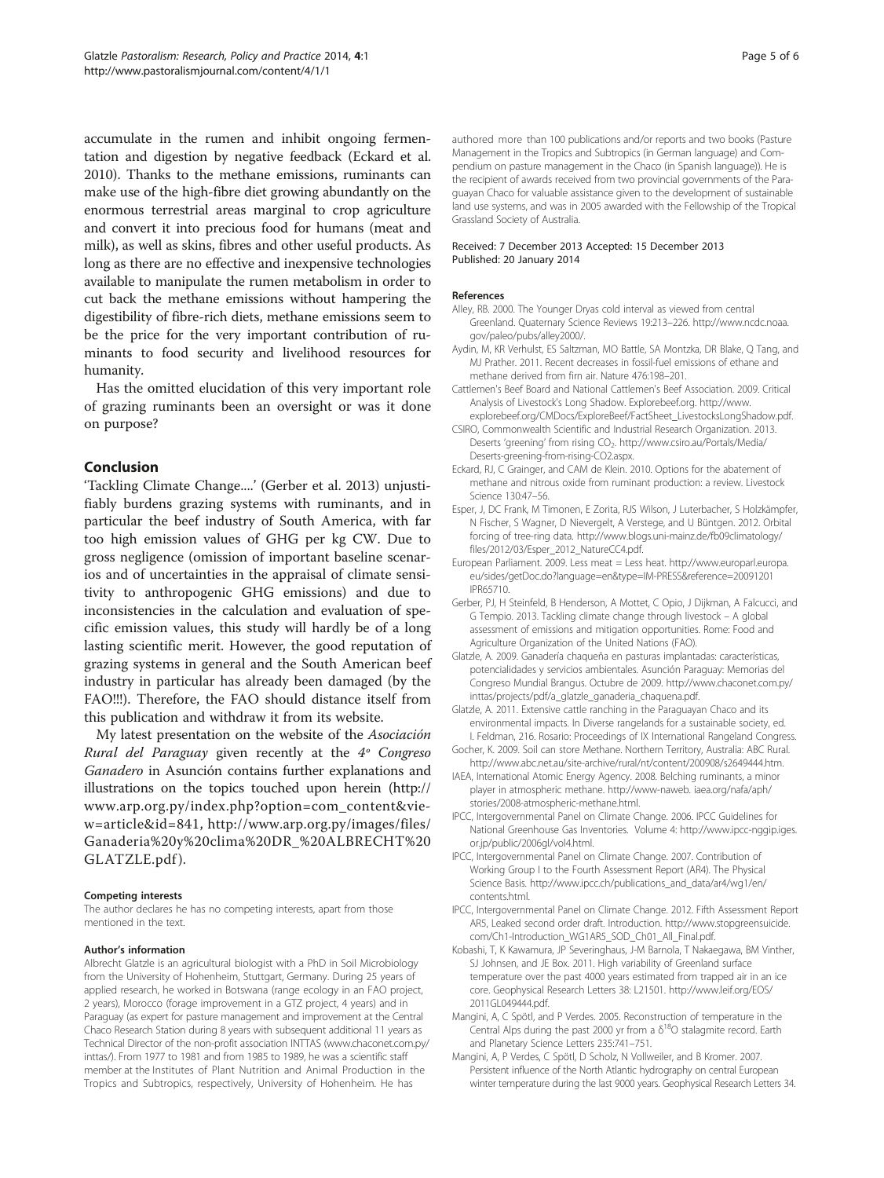accumulate in the rumen and inhibit ongoing fermentation and digestion by negative feedback (Eckard et al. 2010). Thanks to the methane emissions, ruminants can make use of the high-fibre diet growing abundantly on the enormous terrestrial areas marginal to crop agriculture and convert it into precious food for humans (meat and milk), as well as skins, fibres and other useful products. As long as there are no effective and inexpensive technologies available to manipulate the rumen metabolism in order to cut back the methane emissions without hampering the digestibility of fibre-rich diets, methane emissions seem to be the price for the very important contribution of ruminants to food security and livelihood resources for humanity.

Has the omitted elucidation of this very important role of grazing ruminants been an oversight or was it done on purpose?

## Conclusion

'Tackling Climate Change....' (Gerber et al. 2013) unjustifiably burdens grazing systems with ruminants, and in particular the beef industry of South America, with far too high emission values of GHG per kg CW. Due to gross negligence (omission of important baseline scenarios and of uncertainties in the appraisal of climate sensitivity to anthropogenic GHG emissions) and due to inconsistencies in the calculation and evaluation of specific emission values, this study will hardly be of a long lasting scientific merit. However, the good reputation of grazing systems in general and the South American beef industry in particular has already been damaged (by the FAO!!!). Therefore, the FAO should distance itself from this publication and withdraw it from its website.

My latest presentation on the website of the *Asociación Rural del Paraguay* given recently at the *4º Congreso Ganadero* in Asunción contains further explanations and illustrations on the topics touched upon herein (http://www.arp.org.py/index.php?option=com_content&view=article&id=841, http://www.arp.org.py/images/files/Ganaderia%20y%20clima%20DR_%20ALBRECHT%20GLATZLE.pdf).

#### Competing interests

The author declares he has no competing interests, apart from those mentioned in the text.

#### Author's information

Albrecht Glatzle is an agricultural biologist with a PhD in Soil Microbiology from the University of Hohenheim, Stuttgart, Germany. During 25 years of applied research, he worked in Botswana (range ecology in an FAO project, 2 years), Morocco (forage improvement in a GTZ project, 4 years) and in Paraguay (as expert for pasture management and improvement at the Central Chaco Research Station during 8 years with subsequent additional 11 years as Technical Director of the non-profit association INTTAS (www.chaconet.com.py/inttas/). From 1977 to 1981 and from 1985 to 1989, he was a scientific staff member at the Institutes of Plant Nutrition and Animal Production in the Tropics and Subtropics, respectively, University of Hohenheim. He has authored more than 100 publications and/or reports and two books (Pasture Management in the Tropics and Subtropics (in German language) and Compendium on pasture management in the Chaco (in Spanish language)). He is the recipient of awards received from two provincial governments of the Paraguayan Chaco for valuable assistance given to the development of sustainable land use systems, and was in 2005 awarded with the Fellowship of the Tropical Grassland Society of Australia.

Received: 7 December 2013 Accepted: 15 December 2013
Published: 20 January 2014

#### References

Alley, RB. 2000. The Younger Dryas cold interval as viewed from central Greenland. Quaternary Science Reviews 19:213–226. http://www.ncdc.noaa.gov/paleo/pubs/alley2000/.

Aydin, M, KR Verhulst, ES Saltzman, MO Battle, SA Montzka, DR Blake, Q Tang, and MJ Prather. 2011. Recent decreases in fossil-fuel emissions of ethane and methane derived from firn air. Nature 476:198–201.

Cattlemen's Beef Board and National Cattlemen's Beef Association. 2009. Critical Analysis of Livestock's Long Shadow. Explorebeef.org. http://www.explorebeef.org/CMDocs/ExploreBeef/FactSheet_LivestocksLongShadow.pdf.

CSIRO, Commonwealth Scientific and Industrial Research Organization. 2013. Deserts 'greening' from rising $CO_2$. http://www.csiro.au/Portals/Media/Deserts-greening-from-rising-CO2.aspx.

Eckard, RJ, C Grainger, and CAM de Klein. 2010. Options for the abatement of methane and nitrous oxide from ruminant production: a review. Livestock Science 130:47–56.

Esper, J, DC Frank, M Timonen, E Zorita, RJS Wilson, J Luterbacher, S Holzkämpfer, N Fischer, S Wagner, D Nievergelt, A Verstege, and U Büntgen. 2012. Orbital forcing of tree-ring data. http://www.blogs.uni-mainz.de/fb09climatology/files/2012/03/Esper_2012_NatureCC4.pdf.

European Parliament. 2009. Less meat = Less heat. http://www.europarl.europa.eu/sides/getDoc.do?language=en&type=IM-PRESS&reference=20091201IPR65710.

Gerber, PJ, H Steinfeld, B Henderson, A Mottet, C Opio, J Dijkman, A Falcucci, and G Tempio. 2013. Tackling climate change through livestock – A global assessment of emissions and mitigation opportunities. Rome: Food and Agriculture Organization of the United Nations (FAO).

Glatzle, A. 2009. Ganadería chaqueña en pasturas implantadas: características, potencialidades y servicios ambientales. Asunción Paraguay: Memorias del Congreso Mundial Brangus. Octubre de 2009. http://www.chaconet.com.py/inttas/projects/pdf/a_glatzle_ganaderia_chaquena.pdf.

Glatzle, A. 2011. Extensive cattle ranching in the Paraguayan Chaco and its environmental impacts. In Diverse rangelands for a sustainable society, ed. I. Feldman, 216. Rosario: Proceedings of IX International Rangeland Congress.

Gocher, K. 2009. Soil can store Methane. Northern Territory, Australia: ABC Rural. http://www.abc.net.au/site-archive/rural/nt/content/200908/s2649444.htm.

IAEA, International Atomic Energy Agency. 2008. Belching ruminants, a minor player in atmospheric methane. http://www-naweb. iaea.org/nafa/aph/stories/2008-atmospheric-methane.html.

IPCC, Intergovernmental Panel on Climate Change. 2006. IPCC Guidelines for National Greenhouse Gas Inventories. Volume 4: http://www.ipcc-nggip.iges.or.jp/public/2006gl/vol4.html.

IPCC, Intergovernmental Panel on Climate Change. 2007. Contribution of Working Group I to the Fourth Assessment Report (AR4). The Physical Science Basis. http://www.ipcc.ch/publications_and_data/ar4/wg1/en/contents.html.

IPCC, Intergovernmental Panel on Climate Change. 2012. Fifth Assessment Report AR5, Leaked second order draft. Introduction. http://www.stopgreensuicide.com/Ch1-Introduction_WG1AR5_SOD_Ch01_All_Final.pdf.

Kobashi, T, K Kawamura, JP Severinghaus, J-M Barnola, T Nakaegawa, BM Vinther, SJ Johnsen, and JE Box. 2011. High variability of Greenland surface temperature over the past 4000 years estimated from trapped air in an ice core. Geophysical Research Letters 38: L21501. http://www.leif.org/EOS/2011GL049444.pdf.

Mangini, A, C Spötl, and P Verdes. 2005. Reconstruction of temperature in the Central Alps during the past 2000 yr from a $\delta^{18}O$ stalagmite record. Earth and Planetary Science Letters 235:741–751.

Mangini, A, P Verdes, C Spötl, D Scholz, N Vollweiler, and B Kromer. 2007. Persistent influence of the North Atlantic hydrography on central European winter temperature during the last 9000 years. Geophysical Research Letters 34.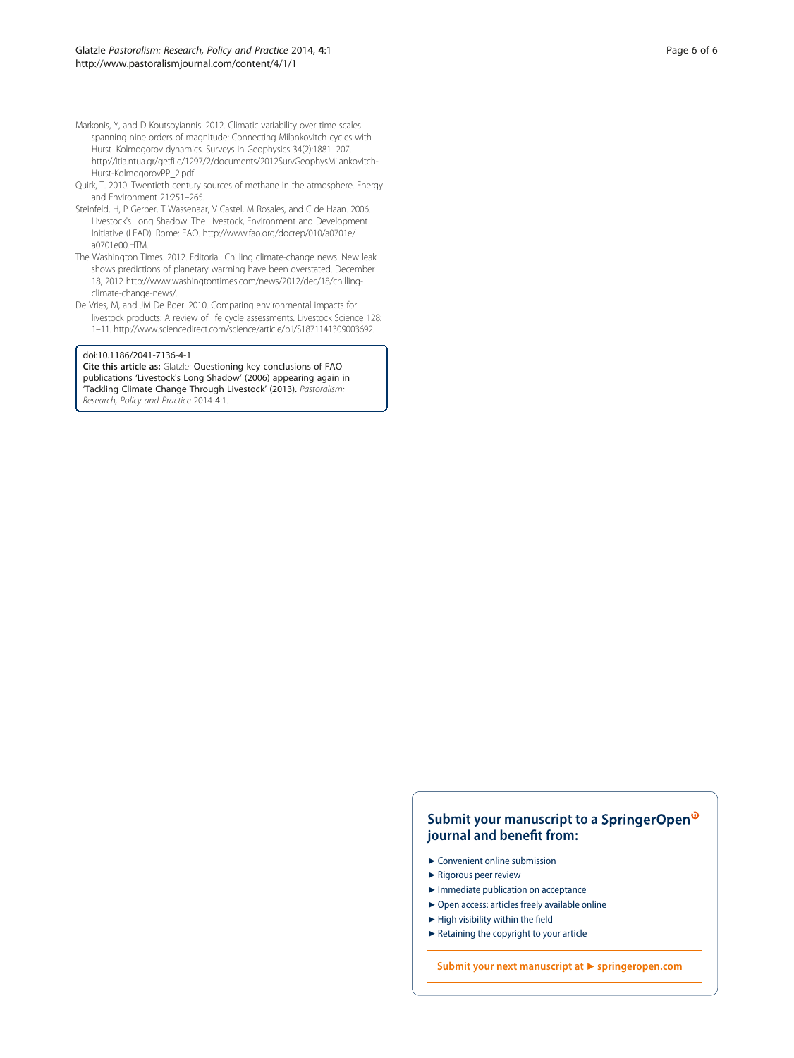Markonis, Y, and D Koutsoyiannis. 2012. Climatic variability over time scales spanning nine orders of magnitude: Connecting Milankovitch cycles with Hurst–Kolmogorov dynamics. Surveys in Geophysics 34(2):1881–207. http://itia.ntua.gr/getfile/1297/2/documents/2012SurvGeophysMilankovitch-Hurst-KolmogorovPP_2.pdf.

Quirk, T. 2010. Twentieth century sources of methane in the atmosphere. Energy and Environment 21:251–265.

Steinfeld, H, P Gerber, T Wassenaar, V Castel, M Rosales, and C de Haan. 2006. Livestock's Long Shadow. The Livestock, Environment and Development Initiative (LEAD). Rome: FAO. http://www.fao.org/docrep/010/a0701e/a0701e00.HTM.

The Washington Times. 2012. Editorial: Chilling climate-change news. New leak shows predictions of planetary warming have been overstated. December 18, 2012 http://www.washingtontimes.com/news/2012/dec/18/chilling-climate-change-news/.

De Vries, M, and JM De Boer. 2010. Comparing environmental impacts for livestock products: A review of life cycle assessments. Livestock Science 128: 1–11. http://www.sciencedirect.com/science/article/pii/S1871141309003692.

doi:10.1186/2041-7136-4-1

**Cite this article as:** Glatzle: Questioning key conclusions of FAO publications 'Livestock's Long Shadow' (2006) appearing again in 'Tackling Climate Change Through Livestock' (2013). *Pastoralism: Research, Policy and Practice* 2014 **4**:1.

**Submit your manuscript to a SpringerOpen journal and benefit from:**

- ► Convenient online submission
- ► Rigorous peer review
- ► Immediate publication on acceptance
- ► Open access: articles freely available online
- ► High visibility within the field
- ► Retaining the copyright to your article

**Submit your next manuscript at ► springeropen.com**